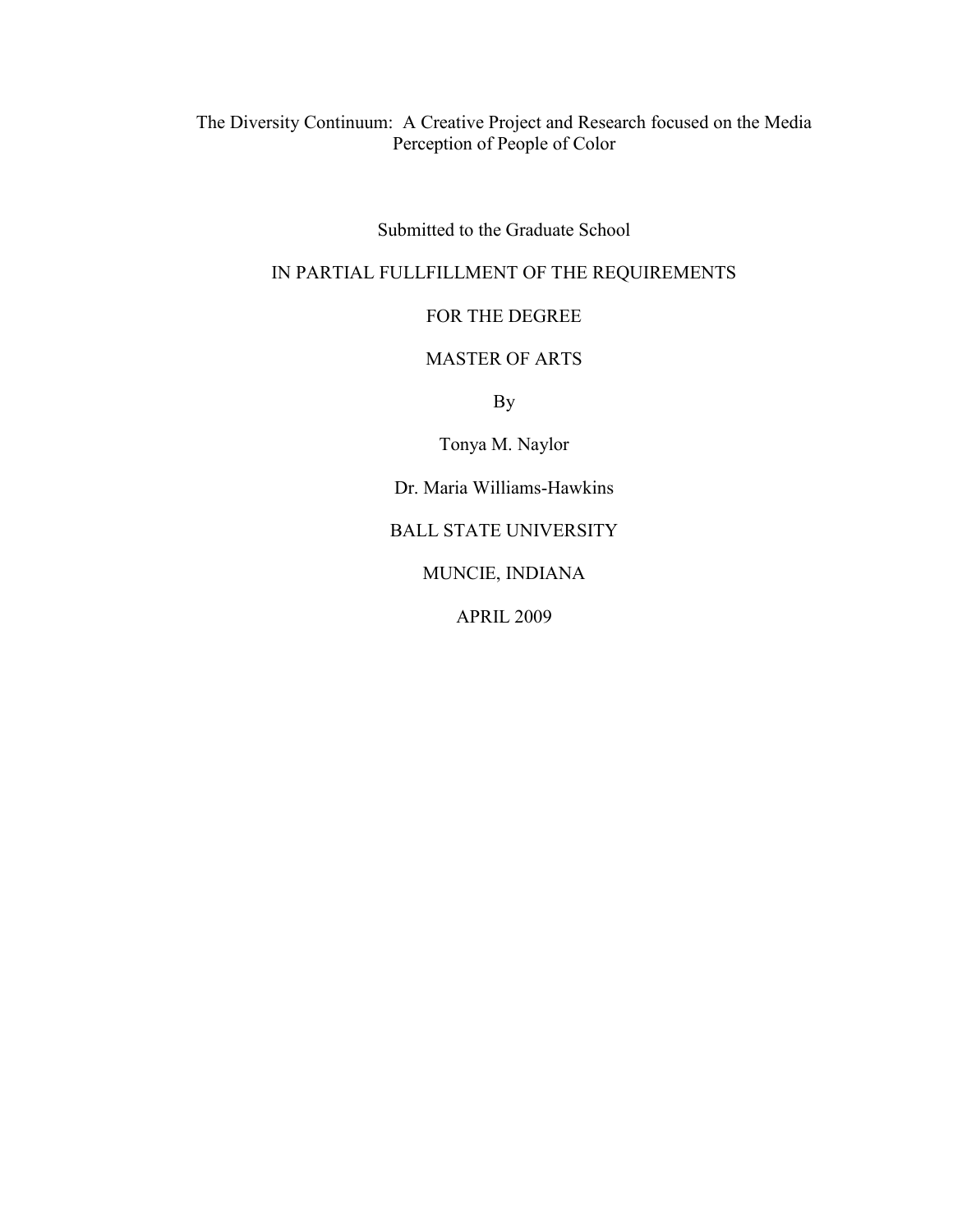# The Diversity Continuum: A Creative Project and Research focused on the Media Perception of People of Color

Submitted to the Graduate School

IN PARTIAL FULLFILLMENT OF THE REQUIREMENTS

FOR THE DEGREE

MASTER OF ARTS

By

Tonya M. Naylor

Dr. Maria Williams-Hawkins

BALL STATE UNIVERSITY

MUNCIE, INDIANA

APRIL 2009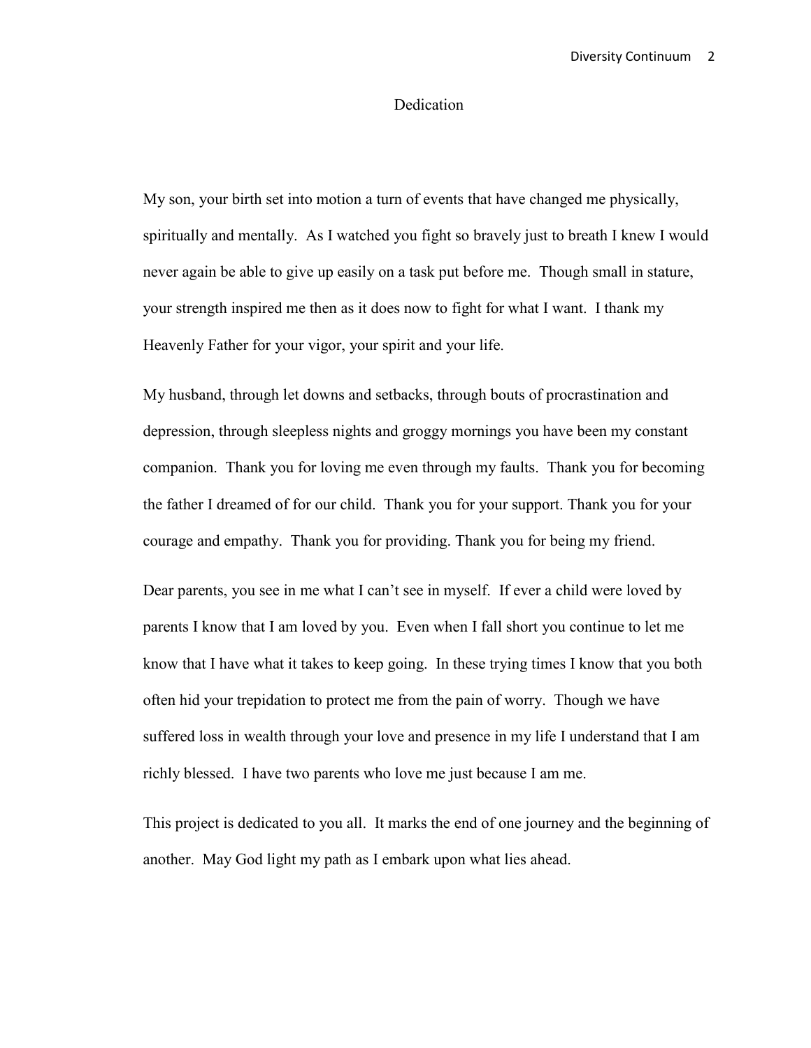# Dedication

My son, your birth set into motion a turn of events that have changed me physically, spiritually and mentally. As I watched you fight so bravely just to breath I knew I would never again be able to give up easily on a task put before me. Though small in stature, your strength inspired me then as it does now to fight for what I want. I thank my Heavenly Father for your vigor, your spirit and your life.

My husband, through let downs and setbacks, through bouts of procrastination and depression, through sleepless nights and groggy mornings you have been my constant companion. Thank you for loving me even through my faults. Thank you for becoming the father I dreamed of for our child. Thank you for your support. Thank you for your courage and empathy. Thank you for providing. Thank you for being my friend.

Dear parents, you see in me what I can't see in myself. If ever a child were loved by parents I know that I am loved by you. Even when I fall short you continue to let me know that I have what it takes to keep going. In these trying times I know that you both often hid your trepidation to protect me from the pain of worry. Though we have suffered loss in wealth through your love and presence in my life I understand that I am richly blessed. I have two parents who love me just because I am me.

This project is dedicated to you all. It marks the end of one journey and the beginning of another. May God light my path as I embark upon what lies ahead.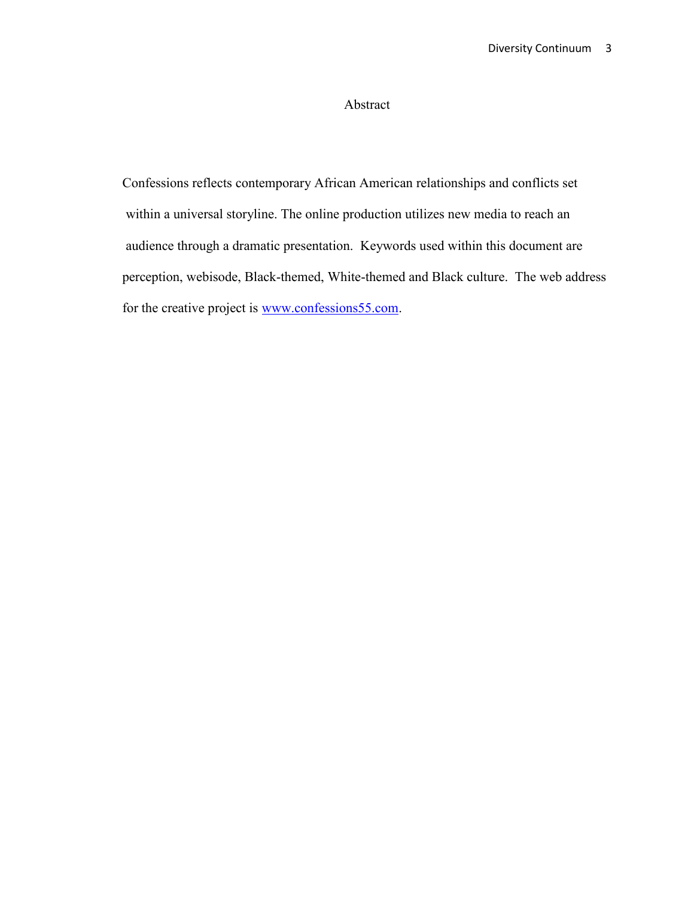# Abstract

Confessions reflects contemporary African American relationships and conflicts set within a universal storyline. The online production utilizes new media to reach an audience through a dramatic presentation. Keywords used within this document are perception, webisode, Black-themed, White-themed and Black culture. The web address for the creative project is www.confessions55.com.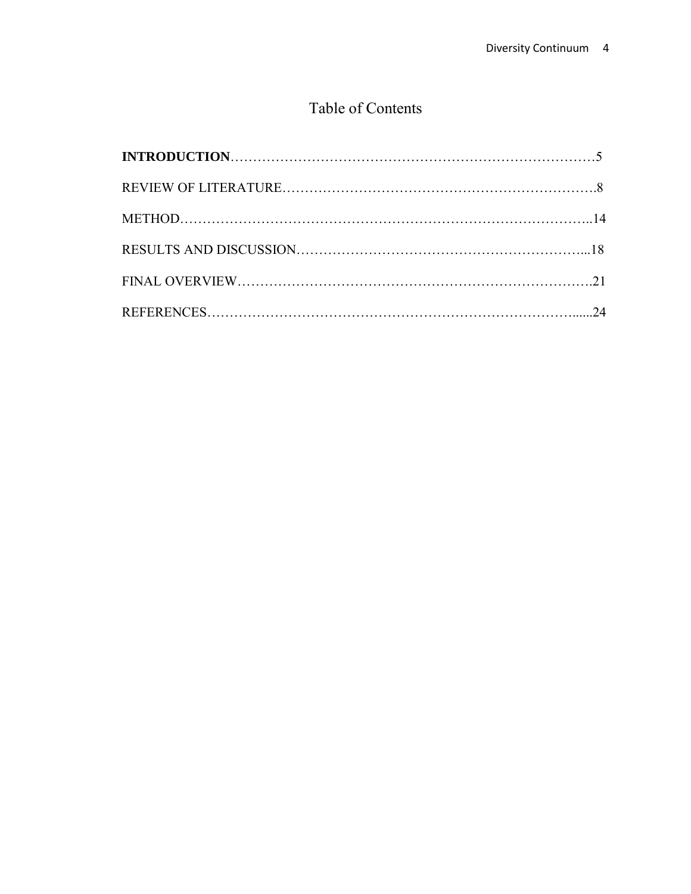# Table of Contents

**INTRODUCTION**……………………………………………………………………5

REVIEW OF LITERATURE……………………………………………………………8

METHOD…………………………………………………………………………..14

RESULTS AND DISCUSSION…………………………………………………...18

FINAL OVERVIEW……………………………………………………………….21

REFERENCES………………………………………………………………......24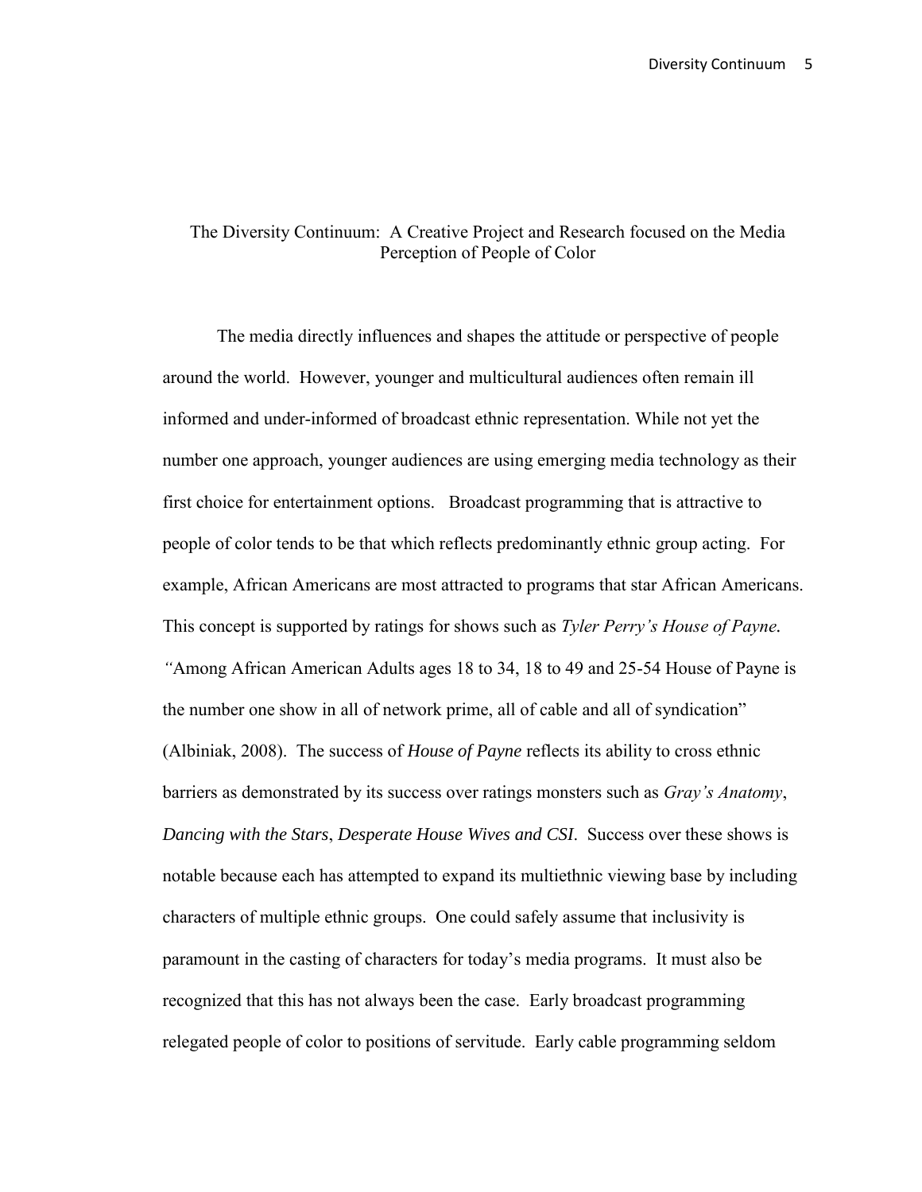# The Diversity Continuum: A Creative Project and Research focused on the Media Perception of People of Color

The media directly influences and shapes the attitude or perspective of people around the world. However, younger and multicultural audiences often remain ill informed and under-informed of broadcast ethnic representation. While not yet the number one approach, younger audiences are using emerging media technology as their first choice for entertainment options. Broadcast programming that is attractive to people of color tends to be that which reflects predominantly ethnic group acting. For example, African Americans are most attracted to programs that star African Americans. This concept is supported by ratings for shows such as *Tyler Perry's House of Payne*. *"*Among African American Adults ages 18 to 34, 18 to 49 and 25-54 House of Payne is the number one show in all of network prime, all of cable and all of syndication" (Albiniak, 2008). The success of *House of Payne* reflects its ability to cross ethnic barriers as demonstrated by its success over ratings monsters such as *Gray's Anatomy*, *Dancing with the Stars*, *Desperate House Wives and CSI*. Success over these shows is notable because each has attempted to expand its multiethnic viewing base by including characters of multiple ethnic groups. One could safely assume that inclusivity is paramount in the casting of characters for today's media programs. It must also be recognized that this has not always been the case. Early broadcast programming relegated people of color to positions of servitude. Early cable programming seldom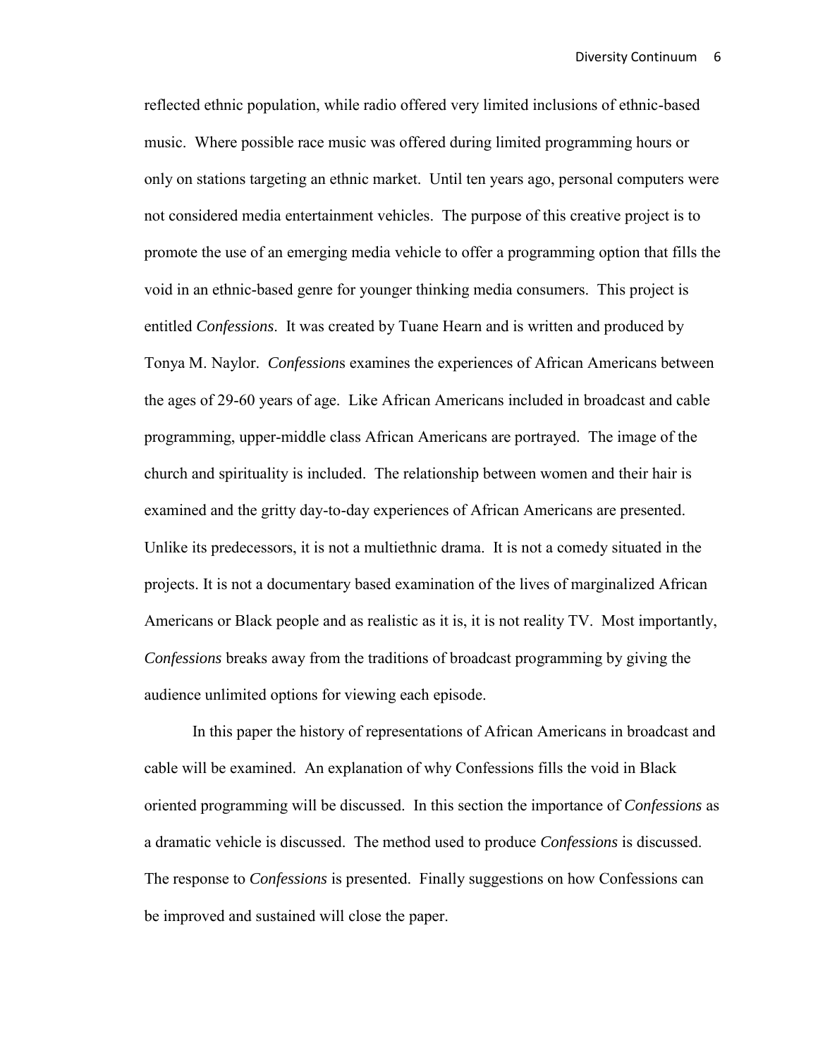reflected ethnic population, while radio offered very limited inclusions of ethnic-based music. Where possible race music was offered during limited programming hours or only on stations targeting an ethnic market. Until ten years ago, personal computers were not considered media entertainment vehicles. The purpose of this creative project is to promote the use of an emerging media vehicle to offer a programming option that fills the void in an ethnic-based genre for younger thinking media consumers. This project is entitled *Confessions*. It was created by Tuane Hearn and is written and produced by Tonya M. Naylor. *Confession*s examines the experiences of African Americans between the ages of 29-60 years of age. Like African Americans included in broadcast and cable programming, upper-middle class African Americans are portrayed. The image of the church and spirituality is included. The relationship between women and their hair is examined and the gritty day-to-day experiences of African Americans are presented. Unlike its predecessors, it is not a multiethnic drama. It is not a comedy situated in the projects. It is not a documentary based examination of the lives of marginalized African Americans or Black people and as realistic as it is, it is not reality TV. Most importantly, *Confessions* breaks away from the traditions of broadcast programming by giving the audience unlimited options for viewing each episode.

In this paper the history of representations of African Americans in broadcast and cable will be examined. An explanation of why Confessions fills the void in Black oriented programming will be discussed. In this section the importance of *Confessions* as a dramatic vehicle is discussed. The method used to produce *Confessions* is discussed. The response to *Confessions* is presented. Finally suggestions on how Confessions can be improved and sustained will close the paper.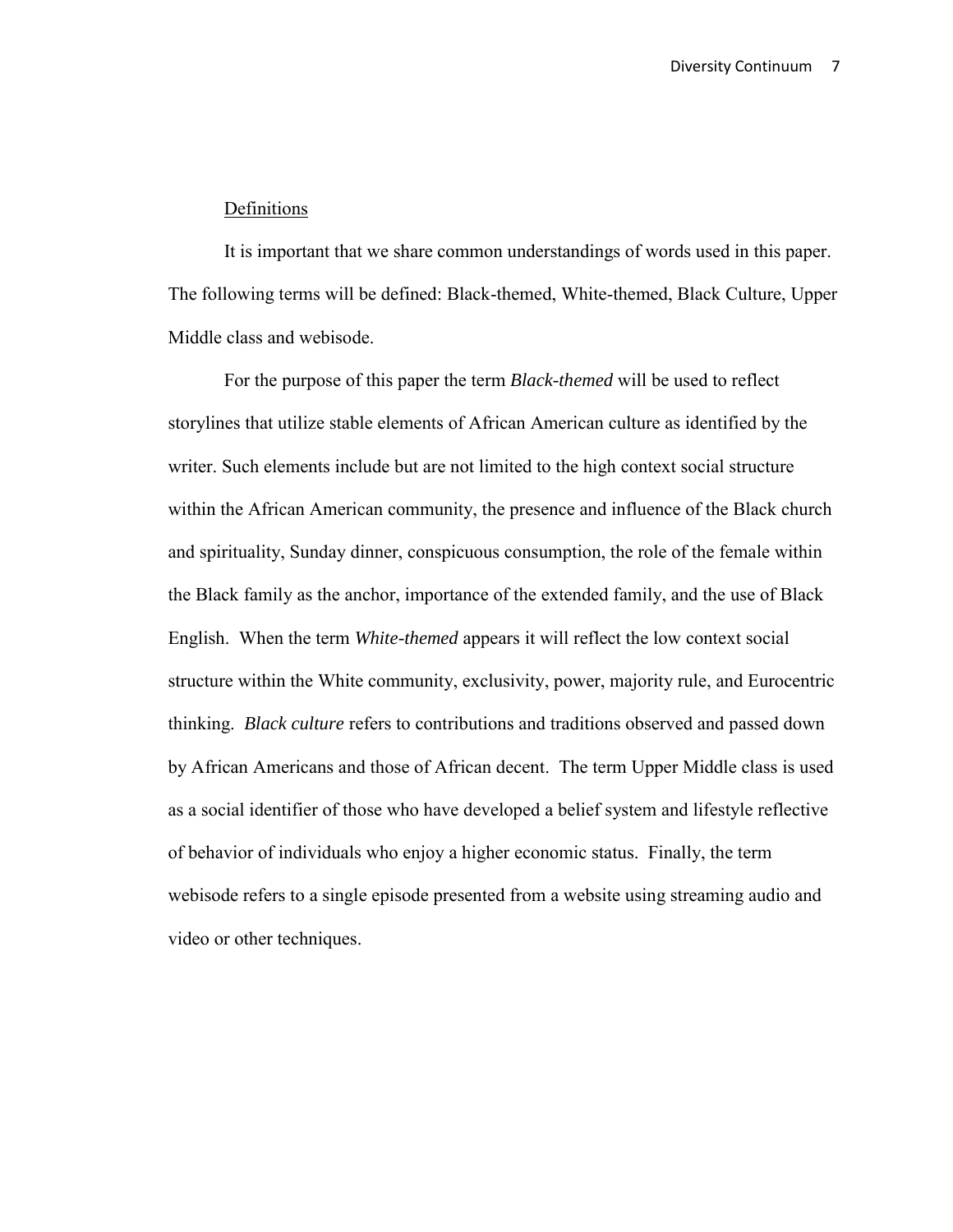Definitions

It is important that we share common understandings of words used in this paper. The following terms will be defined: Black-themed, White-themed, Black Culture, Upper Middle class and webisode.

For the purpose of this paper the term *Black-themed* will be used to reflect storylines that utilize stable elements of African American culture as identified by the writer. Such elements include but are not limited to the high context social structure within the African American community, the presence and influence of the Black church and spirituality, Sunday dinner, conspicuous consumption, the role of the female within the Black family as the anchor, importance of the extended family, and the use of Black English. When the term *White-themed* appears it will reflect the low context social structure within the White community, exclusivity, power, majority rule, and Eurocentric thinking. *Black culture* refers to contributions and traditions observed and passed down by African Americans and those of African decent. The term Upper Middle class is used as a social identifier of those who have developed a belief system and lifestyle reflective of behavior of individuals who enjoy a higher economic status. Finally, the term webisode refers to a single episode presented from a website using streaming audio and video or other techniques.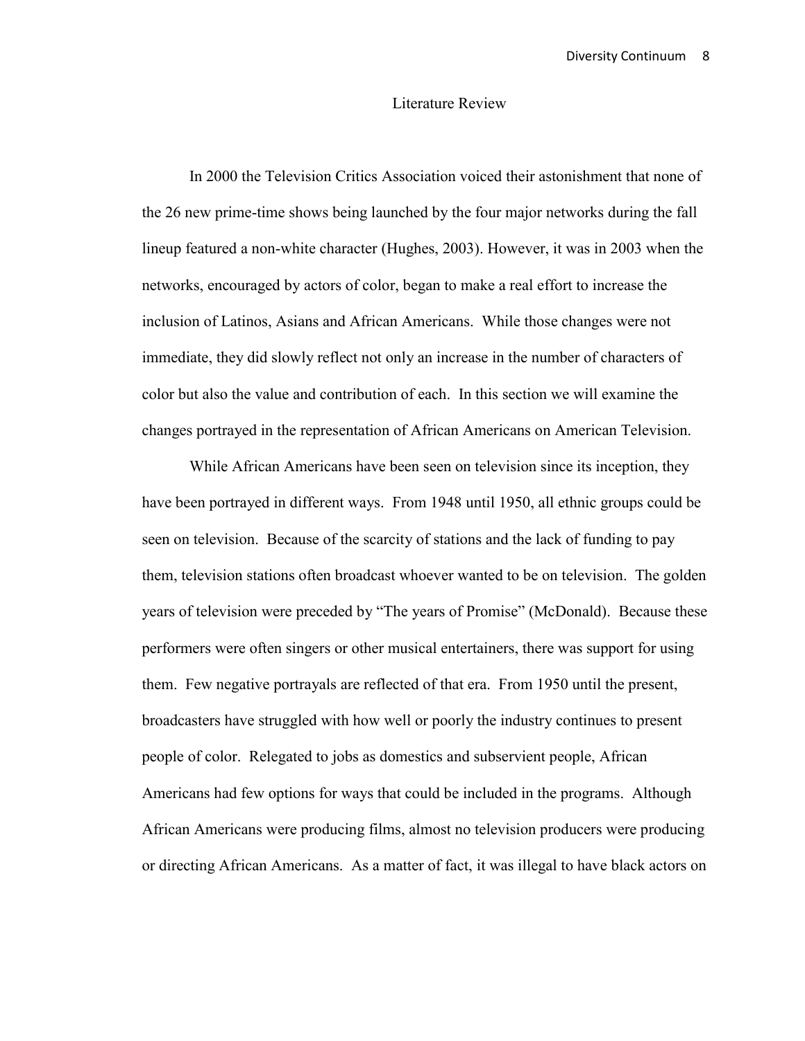# Literature Review

In 2000 the Television Critics Association voiced their astonishment that none of the 26 new prime-time shows being launched by the four major networks during the fall lineup featured a non-white character (Hughes, 2003). However, it was in 2003 when the networks, encouraged by actors of color, began to make a real effort to increase the inclusion of Latinos, Asians and African Americans. While those changes were not immediate, they did slowly reflect not only an increase in the number of characters of color but also the value and contribution of each. In this section we will examine the changes portrayed in the representation of African Americans on American Television.

While African Americans have been seen on television since its inception, they have been portrayed in different ways. From 1948 until 1950, all ethnic groups could be seen on television. Because of the scarcity of stations and the lack of funding to pay them, television stations often broadcast whoever wanted to be on television. The golden years of television were preceded by "The years of Promise" (McDonald). Because these performers were often singers or other musical entertainers, there was support for using them. Few negative portrayals are reflected of that era. From 1950 until the present, broadcasters have struggled with how well or poorly the industry continues to present people of color. Relegated to jobs as domestics and subservient people, African Americans had few options for ways that could be included in the programs. Although African Americans were producing films, almost no television producers were producing or directing African Americans. As a matter of fact, it was illegal to have black actors on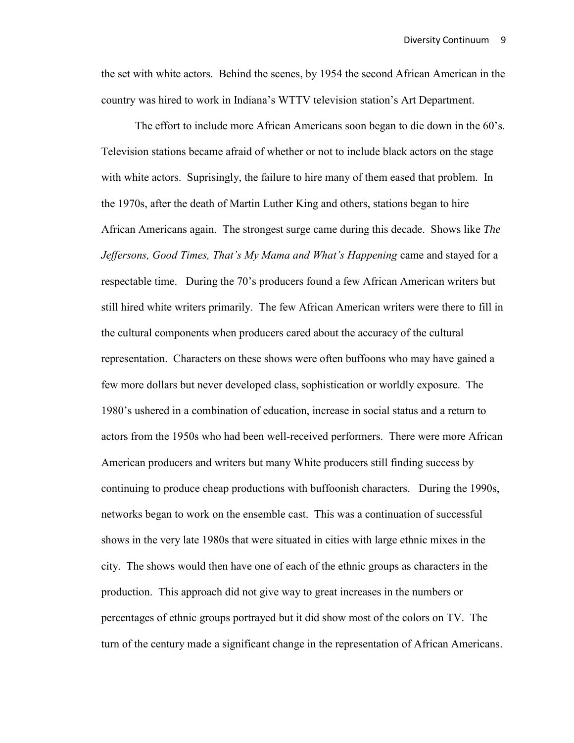the set with white actors. Behind the scenes, by 1954 the second African American in the country was hired to work in Indiana's WTTV television station's Art Department.

The effort to include more African Americans soon began to die down in the 60's. Television stations became afraid of whether or not to include black actors on the stage with white actors. Suprisingly, the failure to hire many of them eased that problem. In the 1970s, after the death of Martin Luther King and others, stations began to hire African Americans again. The strongest surge came during this decade. Shows like *The Jeffersons, Good Times, That's My Mama and What's Happening* came and stayed for a respectable time. During the 70's producers found a few African American writers but still hired white writers primarily. The few African American writers were there to fill in the cultural components when producers cared about the accuracy of the cultural representation. Characters on these shows were often buffoons who may have gained a few more dollars but never developed class, sophistication or worldly exposure. The 1980's ushered in a combination of education, increase in social status and a return to actors from the 1950s who had been well-received performers. There were more African American producers and writers but many White producers still finding success by continuing to produce cheap productions with buffoonish characters. During the 1990s, networks began to work on the ensemble cast. This was a continuation of successful shows in the very late 1980s that were situated in cities with large ethnic mixes in the city. The shows would then have one of each of the ethnic groups as characters in the production. This approach did not give way to great increases in the numbers or percentages of ethnic groups portrayed but it did show most of the colors on TV. The turn of the century made a significant change in the representation of African Americans.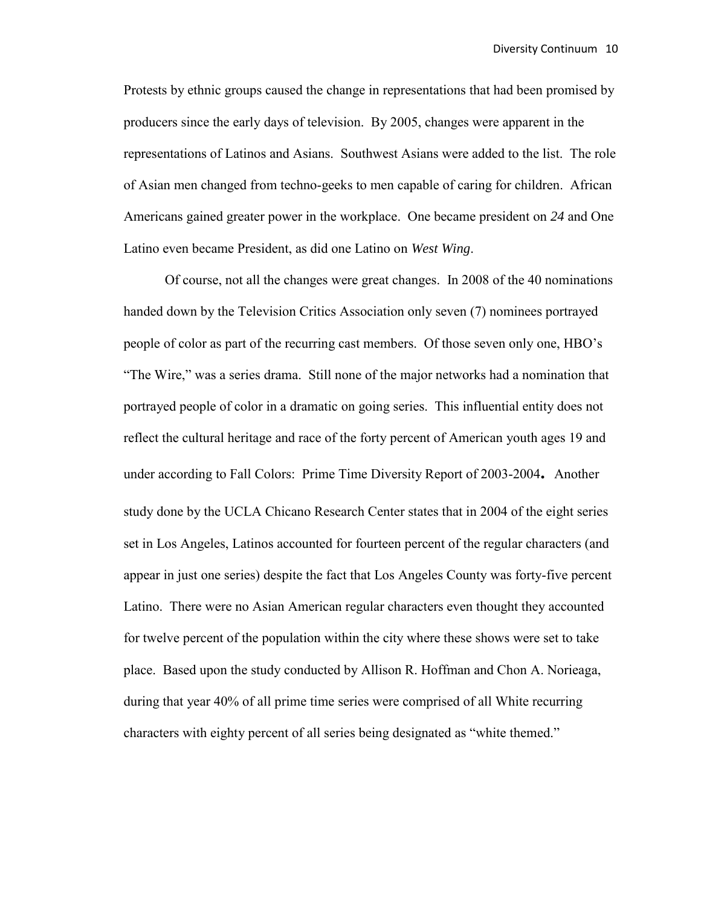Protests by ethnic groups caused the change in representations that had been promised by producers since the early days of television. By 2005, changes were apparent in the representations of Latinos and Asians. Southwest Asians were added to the list. The role of Asian men changed from techno-geeks to men capable of caring for children. African Americans gained greater power in the workplace. One became president on *24* and One Latino even became President, as did one Latino on *West Wing*.

Of course, not all the changes were great changes. In 2008 of the 40 nominations handed down by the Television Critics Association only seven (7) nominees portrayed people of color as part of the recurring cast members. Of those seven only one, HBO's "The Wire," was a series drama. Still none of the major networks had a nomination that portrayed people of color in a dramatic on going series. This influential entity does not reflect the cultural heritage and race of the forty percent of American youth ages 19 and under according to Fall Colors: Prime Time Diversity Report of 2003-2004**.** Another study done by the UCLA Chicano Research Center states that in 2004 of the eight series set in Los Angeles, Latinos accounted for fourteen percent of the regular characters (and appear in just one series) despite the fact that Los Angeles County was forty-five percent Latino. There were no Asian American regular characters even thought they accounted for twelve percent of the population within the city where these shows were set to take place. Based upon the study conducted by Allison R. Hoffman and Chon A. Norieaga, during that year 40% of all prime time series were comprised of all White recurring characters with eighty percent of all series being designated as "white themed."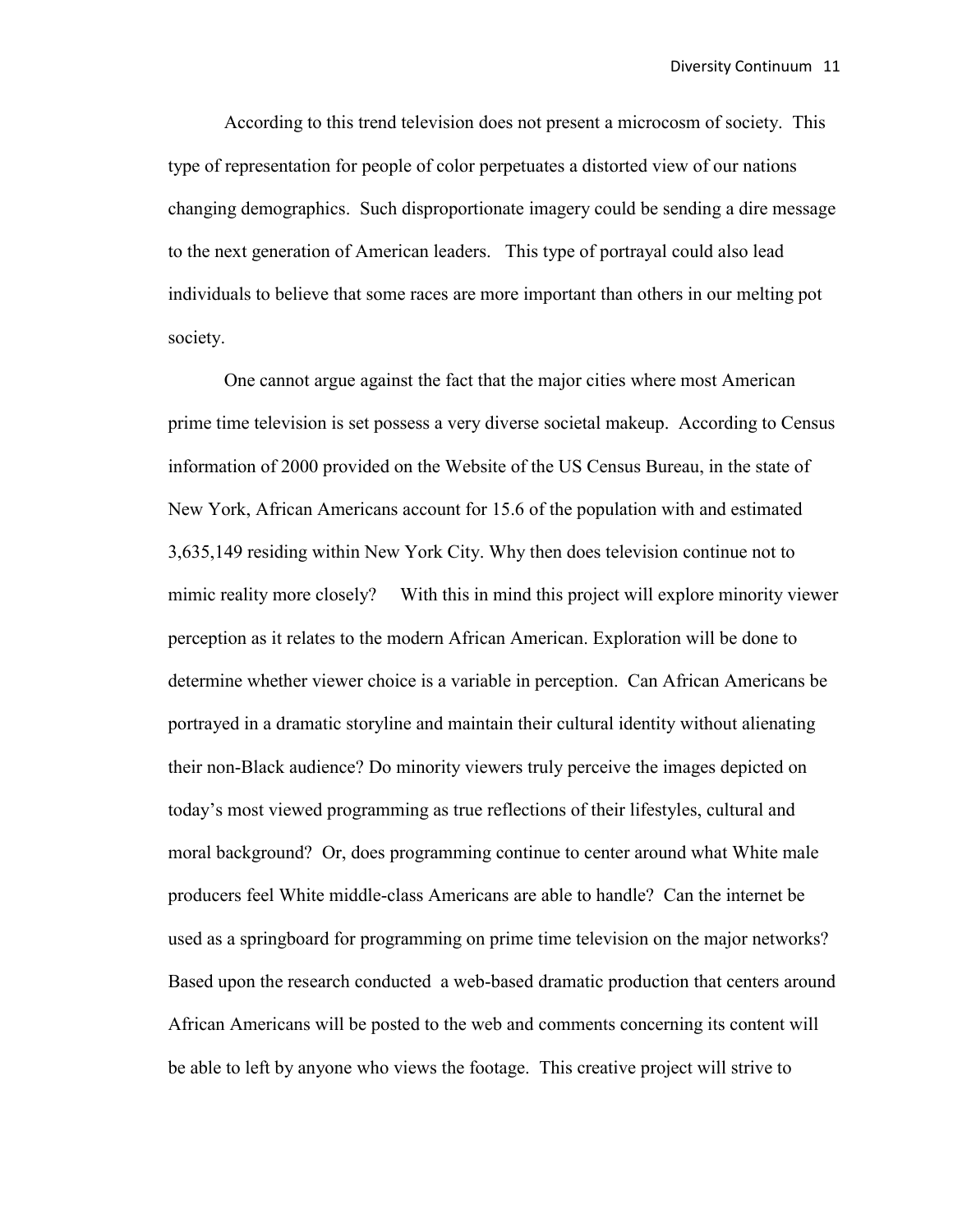According to this trend television does not present a microcosm of society. This type of representation for people of color perpetuates a distorted view of our nations changing demographics. Such disproportionate imagery could be sending a dire message to the next generation of American leaders. This type of portrayal could also lead individuals to believe that some races are more important than others in our melting pot society.

One cannot argue against the fact that the major cities where most American prime time television is set possess a very diverse societal makeup. According to Census information of 2000 provided on the Website of the US Census Bureau, in the state of New York, African Americans account for 15.6 of the population with and estimated 3,635,149 residing within New York City. Why then does television continue not to mimic reality more closely? With this in mind this project will explore minority viewer perception as it relates to the modern African American. Exploration will be done to determine whether viewer choice is a variable in perception. Can African Americans be portrayed in a dramatic storyline and maintain their cultural identity without alienating their non-Black audience? Do minority viewers truly perceive the images depicted on today's most viewed programming as true reflections of their lifestyles, cultural and moral background? Or, does programming continue to center around what White male producers feel White middle-class Americans are able to handle? Can the internet be used as a springboard for programming on prime time television on the major networks? Based upon the research conducted a web-based dramatic production that centers around African Americans will be posted to the web and comments concerning its content will be able to left by anyone who views the footage. This creative project will strive to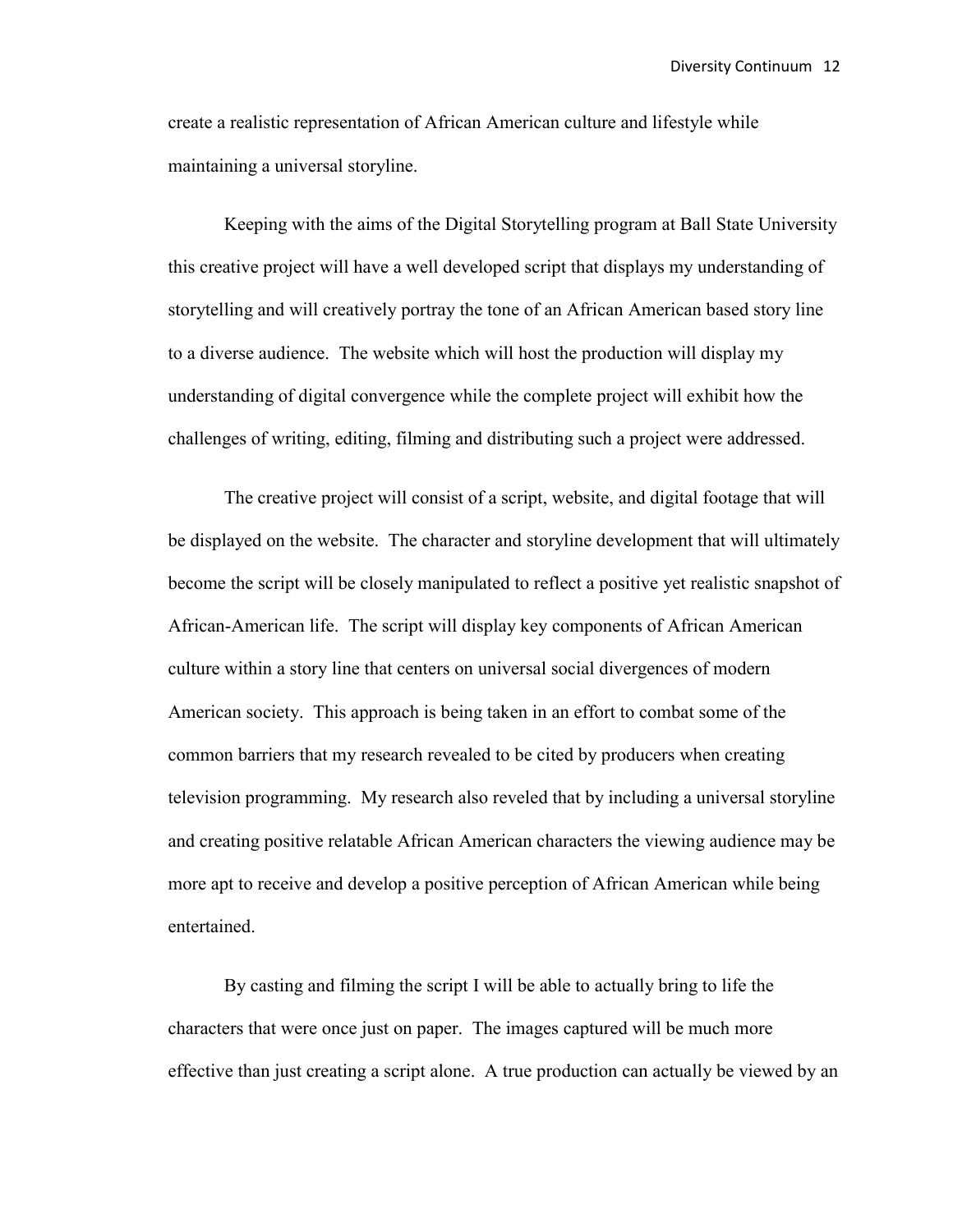create a realistic representation of African American culture and lifestyle while maintaining a universal storyline.

Keeping with the aims of the Digital Storytelling program at Ball State University this creative project will have a well developed script that displays my understanding of storytelling and will creatively portray the tone of an African American based story line to a diverse audience. The website which will host the production will display my understanding of digital convergence while the complete project will exhibit how the challenges of writing, editing, filming and distributing such a project were addressed.

The creative project will consist of a script, website, and digital footage that will be displayed on the website. The character and storyline development that will ultimately become the script will be closely manipulated to reflect a positive yet realistic snapshot of African-American life. The script will display key components of African American culture within a story line that centers on universal social divergences of modern American society. This approach is being taken in an effort to combat some of the common barriers that my research revealed to be cited by producers when creating television programming. My research also reveled that by including a universal storyline and creating positive relatable African American characters the viewing audience may be more apt to receive and develop a positive perception of African American while being entertained.

By casting and filming the script I will be able to actually bring to life the characters that were once just on paper. The images captured will be much more effective than just creating a script alone. A true production can actually be viewed by an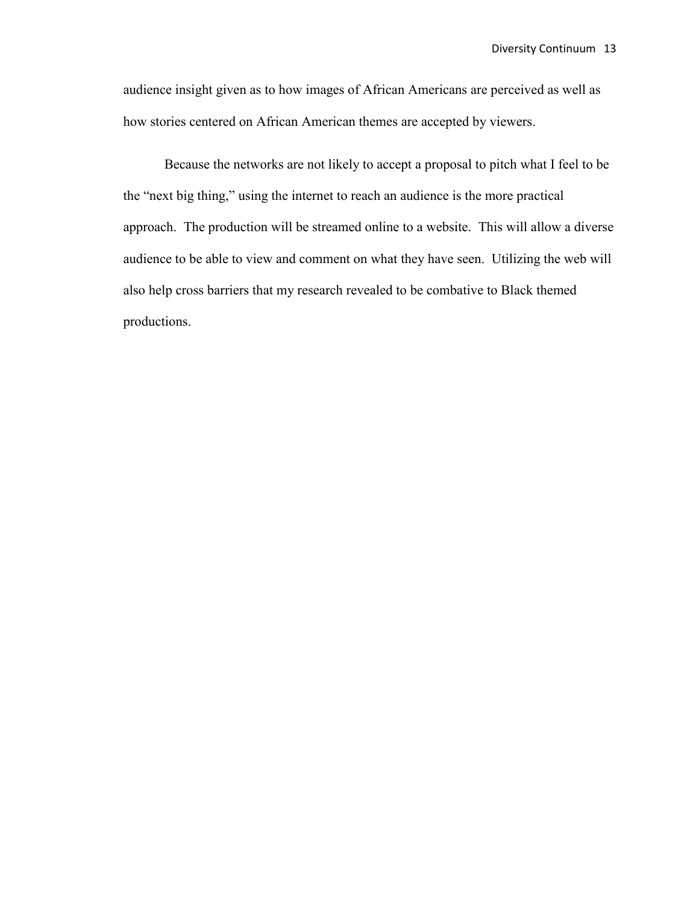audience insight given as to how images of African Americans are perceived as well as how stories centered on African American themes are accepted by viewers.

Because the networks are not likely to accept a proposal to pitch what I feel to be the "next big thing," using the internet to reach an audience is the more practical approach. The production will be streamed online to a website. This will allow a diverse audience to be able to view and comment on what they have seen. Utilizing the web will also help cross barriers that my research revealed to be combative to Black themed productions.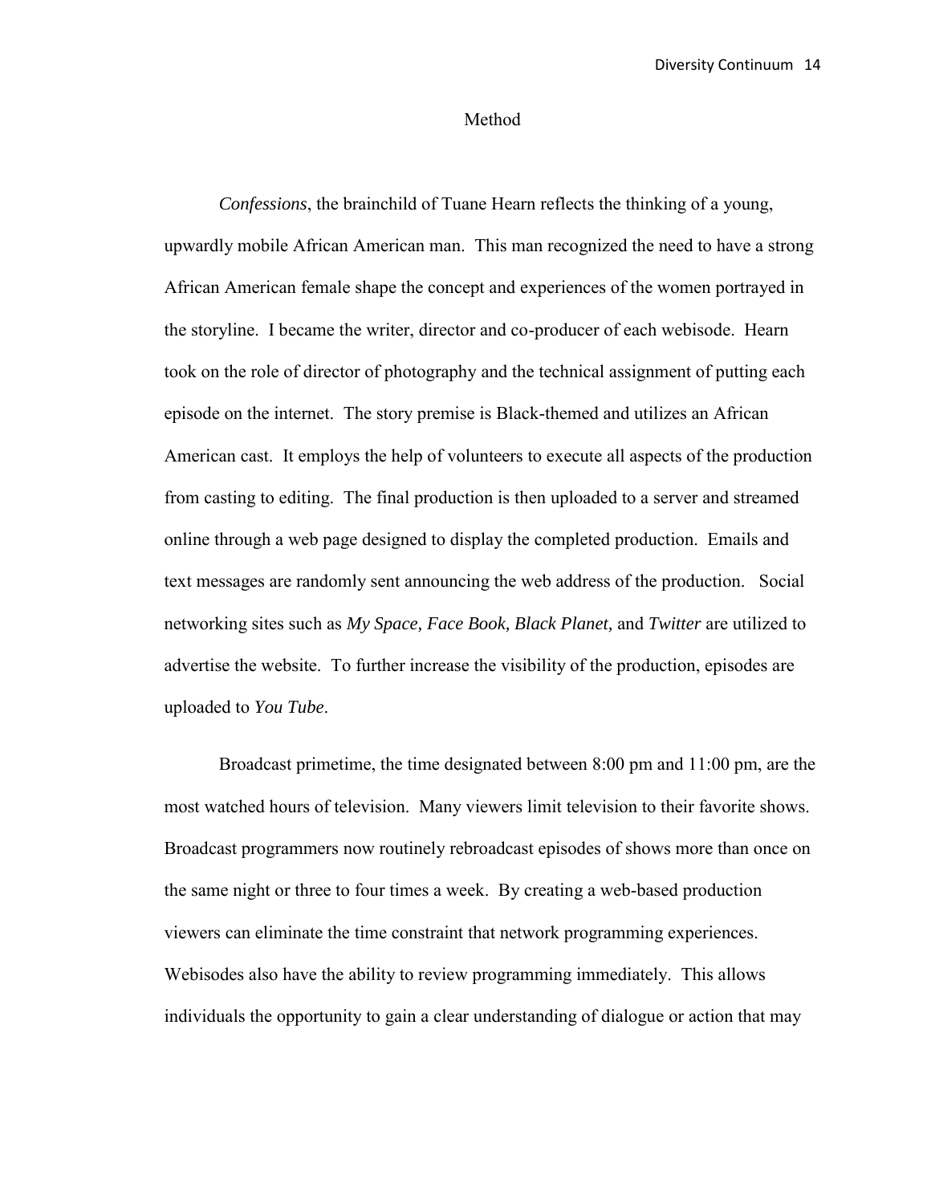# Method

*Confessions*, the brainchild of Tuane Hearn reflects the thinking of a young, upwardly mobile African American man. This man recognized the need to have a strong African American female shape the concept and experiences of the women portrayed in the storyline. I became the writer, director and co-producer of each webisode. Hearn took on the role of director of photography and the technical assignment of putting each episode on the internet. The story premise is Black-themed and utilizes an African American cast. It employs the help of volunteers to execute all aspects of the production from casting to editing. The final production is then uploaded to a server and streamed online through a web page designed to display the completed production. Emails and text messages are randomly sent announcing the web address of the production. Social networking sites such as *My Space, Face Book, Black Planet,* and *Twitter* are utilized to advertise the website. To further increase the visibility of the production, episodes are uploaded to *You Tube*.

Broadcast primetime, the time designated between 8:00 pm and 11:00 pm, are the most watched hours of television. Many viewers limit television to their favorite shows. Broadcast programmers now routinely rebroadcast episodes of shows more than once on the same night or three to four times a week. By creating a web-based production viewers can eliminate the time constraint that network programming experiences. Webisodes also have the ability to review programming immediately. This allows individuals the opportunity to gain a clear understanding of dialogue or action that may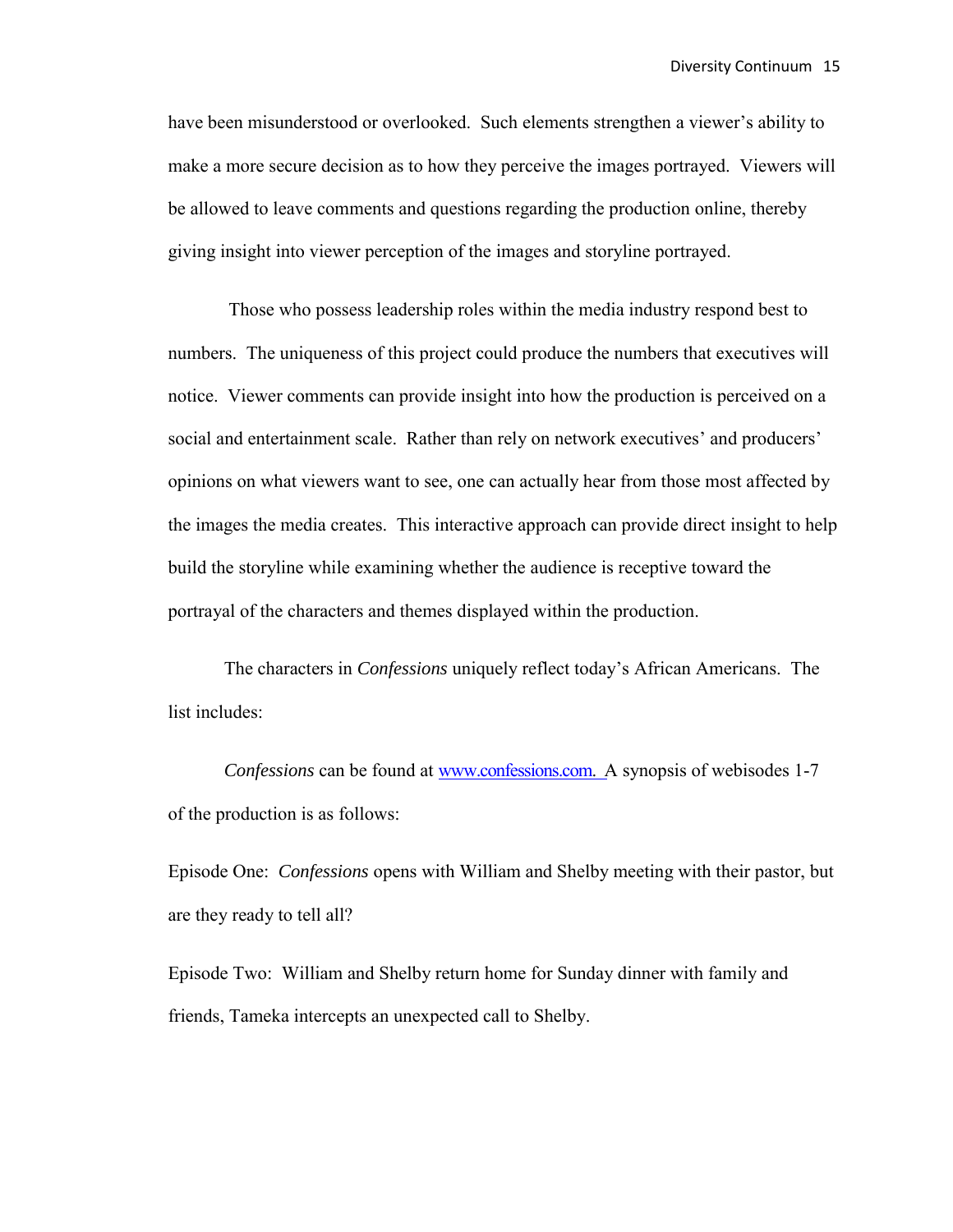have been misunderstood or overlooked. Such elements strengthen a viewer's ability to make a more secure decision as to how they perceive the images portrayed. Viewers will be allowed to leave comments and questions regarding the production online, thereby giving insight into viewer perception of the images and storyline portrayed.

Those who possess leadership roles within the media industry respond best to numbers. The uniqueness of this project could produce the numbers that executives will notice. Viewer comments can provide insight into how the production is perceived on a social and entertainment scale. Rather than rely on network executives' and producers' opinions on what viewers want to see, one can actually hear from those most affected by the images the media creates. This interactive approach can provide direct insight to help build the storyline while examining whether the audience is receptive toward the portrayal of the characters and themes displayed within the production.

The characters in *Confessions* uniquely reflect today's African Americans. The list includes:

*Confessions* can be found at www.confessions.com. A synopsis of webisodes 1-7 of the production is as follows:

Episode One: *Confessions* opens with William and Shelby meeting with their pastor, but are they ready to tell all?

Episode Two: William and Shelby return home for Sunday dinner with family and friends, Tameka intercepts an unexpected call to Shelby.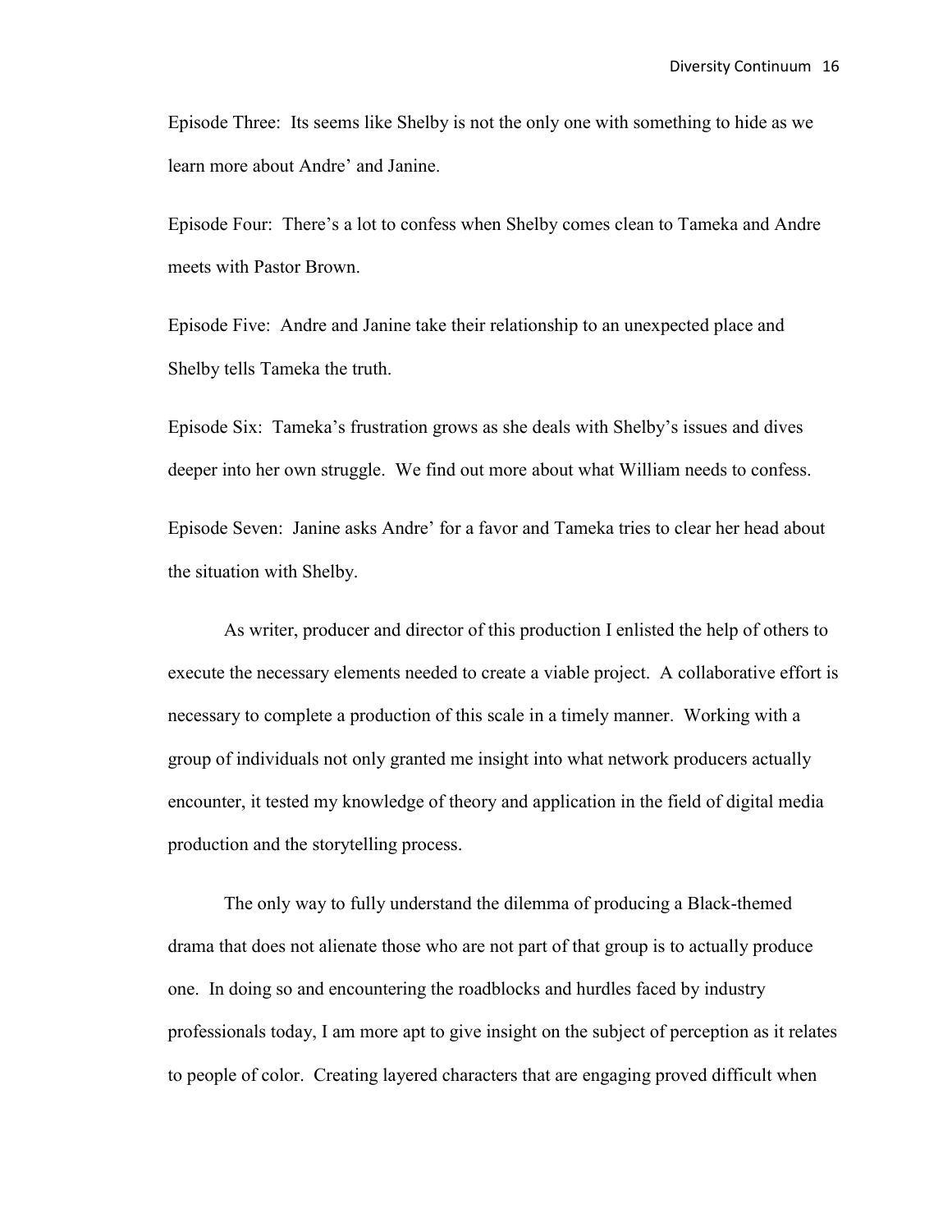Episode Three: Its seems like Shelby is not the only one with something to hide as we learn more about Andre' and Janine.

Episode Four: There's a lot to confess when Shelby comes clean to Tameka and Andre meets with Pastor Brown.

Episode Five: Andre and Janine take their relationship to an unexpected place and Shelby tells Tameka the truth.

Episode Six: Tameka's frustration grows as she deals with Shelby's issues and dives deeper into her own struggle. We find out more about what William needs to confess.

Episode Seven: Janine asks Andre' for a favor and Tameka tries to clear her head about the situation with Shelby.

As writer, producer and director of this production I enlisted the help of others to execute the necessary elements needed to create a viable project. A collaborative effort is necessary to complete a production of this scale in a timely manner. Working with a group of individuals not only granted me insight into what network producers actually encounter, it tested my knowledge of theory and application in the field of digital media production and the storytelling process.

The only way to fully understand the dilemma of producing a Black-themed drama that does not alienate those who are not part of that group is to actually produce one. In doing so and encountering the roadblocks and hurdles faced by industry professionals today, I am more apt to give insight on the subject of perception as it relates to people of color. Creating layered characters that are engaging proved difficult when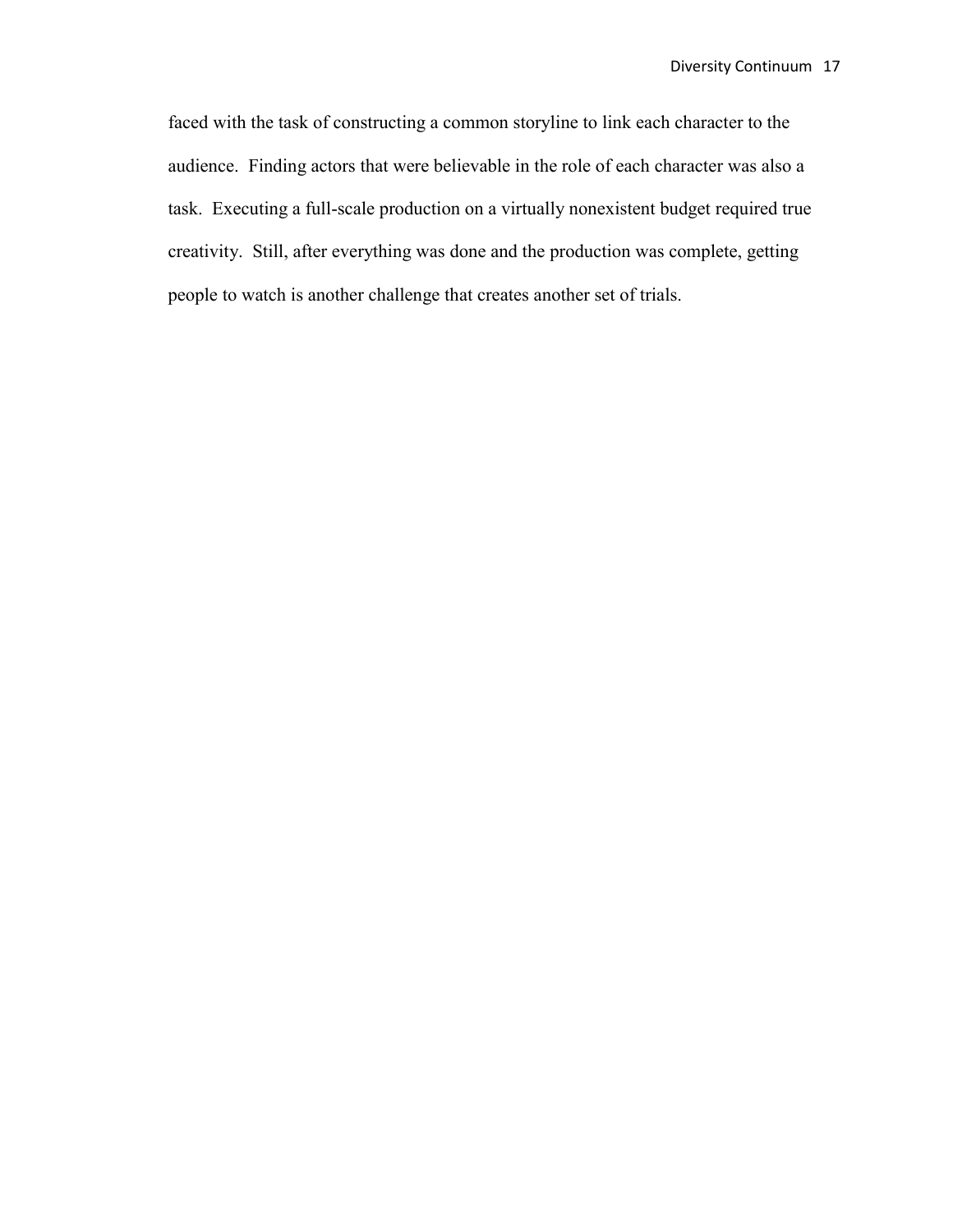faced with the task of constructing a common storyline to link each character to the audience. Finding actors that were believable in the role of each character was also a task. Executing a full-scale production on a virtually nonexistent budget required true creativity. Still, after everything was done and the production was complete, getting people to watch is another challenge that creates another set of trials.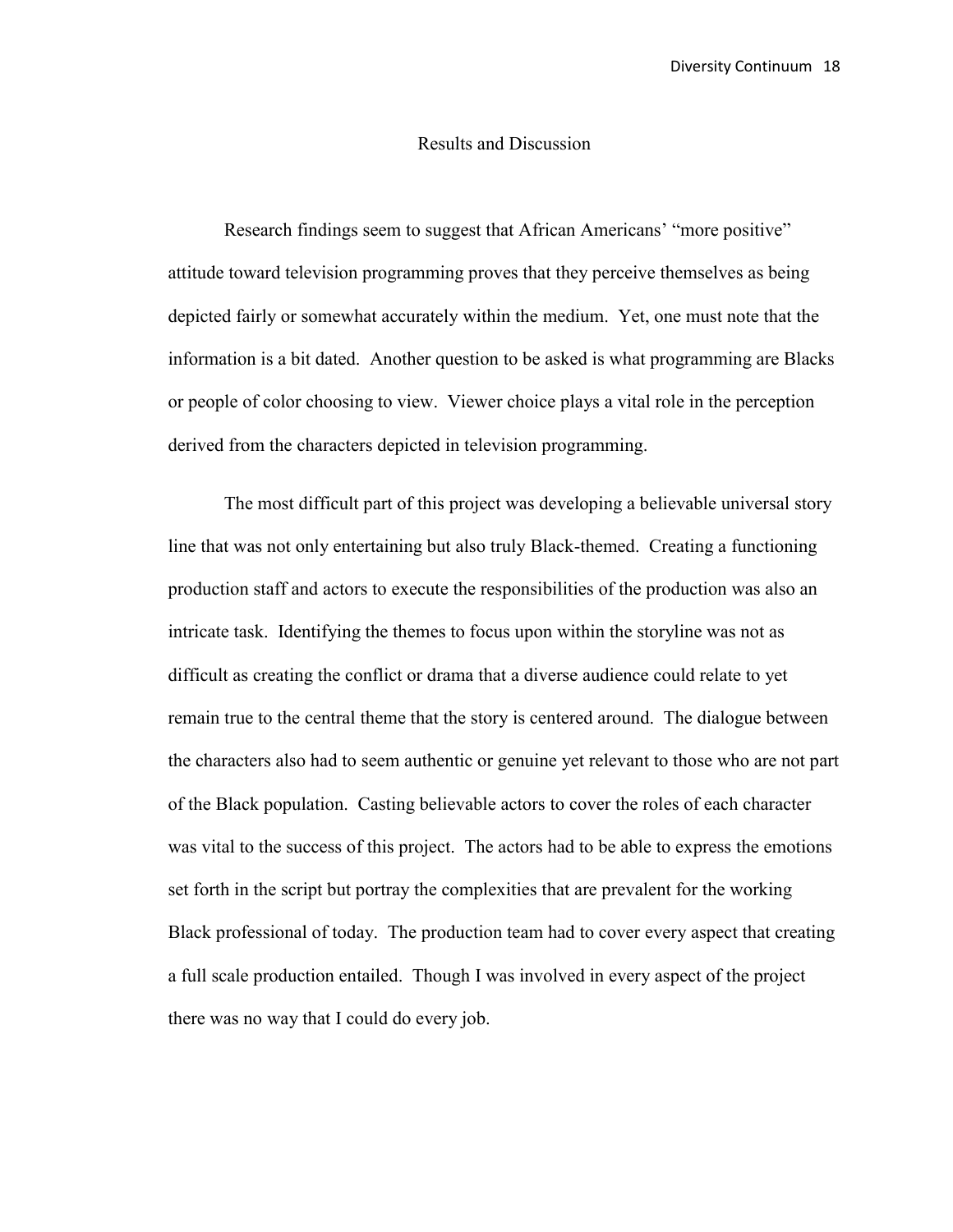# Results and Discussion

Research findings seem to suggest that African Americans' "more positive" attitude toward television programming proves that they perceive themselves as being depicted fairly or somewhat accurately within the medium. Yet, one must note that the information is a bit dated. Another question to be asked is what programming are Blacks or people of color choosing to view. Viewer choice plays a vital role in the perception derived from the characters depicted in television programming.

The most difficult part of this project was developing a believable universal story line that was not only entertaining but also truly Black-themed. Creating a functioning production staff and actors to execute the responsibilities of the production was also an intricate task. Identifying the themes to focus upon within the storyline was not as difficult as creating the conflict or drama that a diverse audience could relate to yet remain true to the central theme that the story is centered around. The dialogue between the characters also had to seem authentic or genuine yet relevant to those who are not part of the Black population. Casting believable actors to cover the roles of each character was vital to the success of this project. The actors had to be able to express the emotions set forth in the script but portray the complexities that are prevalent for the working Black professional of today. The production team had to cover every aspect that creating a full scale production entailed. Though I was involved in every aspect of the project there was no way that I could do every job.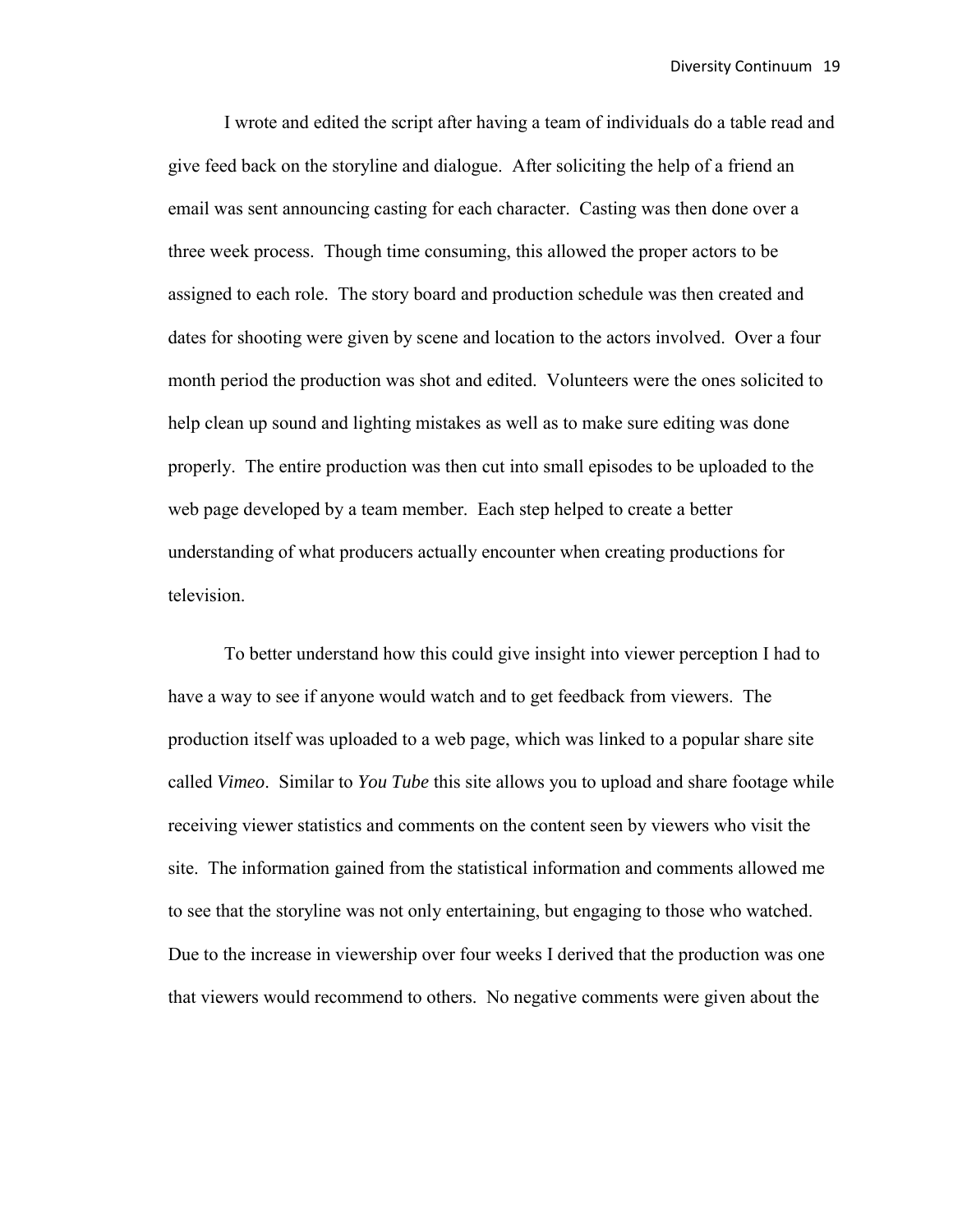I wrote and edited the script after having a team of individuals do a table read and give feed back on the storyline and dialogue. After soliciting the help of a friend an email was sent announcing casting for each character. Casting was then done over a three week process. Though time consuming, this allowed the proper actors to be assigned to each role. The story board and production schedule was then created and dates for shooting were given by scene and location to the actors involved. Over a four month period the production was shot and edited. Volunteers were the ones solicited to help clean up sound and lighting mistakes as well as to make sure editing was done properly. The entire production was then cut into small episodes to be uploaded to the web page developed by a team member. Each step helped to create a better understanding of what producers actually encounter when creating productions for television.

To better understand how this could give insight into viewer perception I had to have a way to see if anyone would watch and to get feedback from viewers. The production itself was uploaded to a web page, which was linked to a popular share site called *Vimeo*. Similar to *You Tube* this site allows you to upload and share footage while receiving viewer statistics and comments on the content seen by viewers who visit the site. The information gained from the statistical information and comments allowed me to see that the storyline was not only entertaining, but engaging to those who watched. Due to the increase in viewership over four weeks I derived that the production was one that viewers would recommend to others. No negative comments were given about the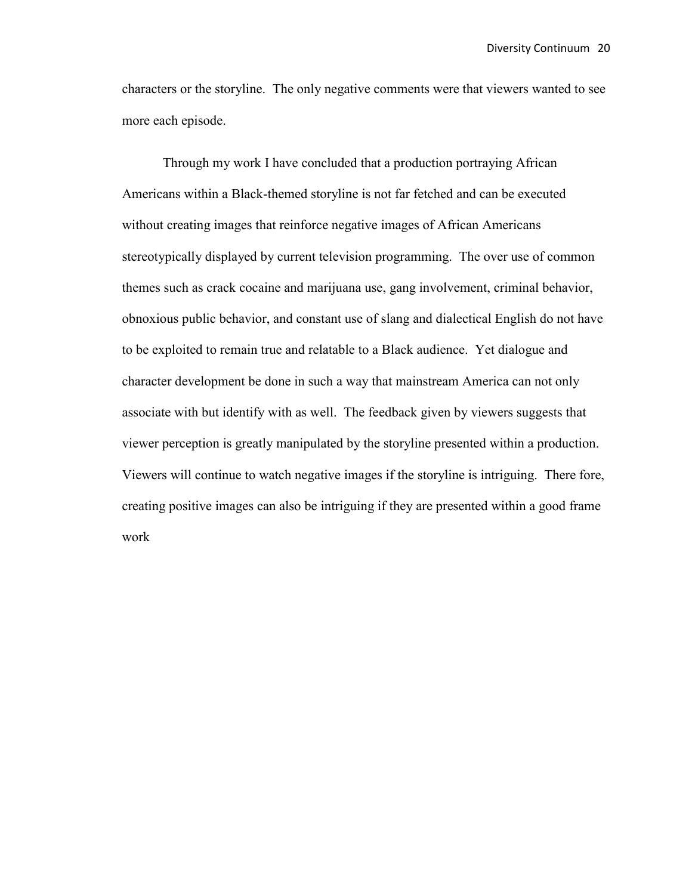characters or the storyline. The only negative comments were that viewers wanted to see more each episode.

Through my work I have concluded that a production portraying African Americans within a Black-themed storyline is not far fetched and can be executed without creating images that reinforce negative images of African Americans stereotypically displayed by current television programming. The over use of common themes such as crack cocaine and marijuana use, gang involvement, criminal behavior, obnoxious public behavior, and constant use of slang and dialectical English do not have to be exploited to remain true and relatable to a Black audience. Yet dialogue and character development be done in such a way that mainstream America can not only associate with but identify with as well. The feedback given by viewers suggests that viewer perception is greatly manipulated by the storyline presented within a production. Viewers will continue to watch negative images if the storyline is intriguing. There fore, creating positive images can also be intriguing if they are presented within a good frame work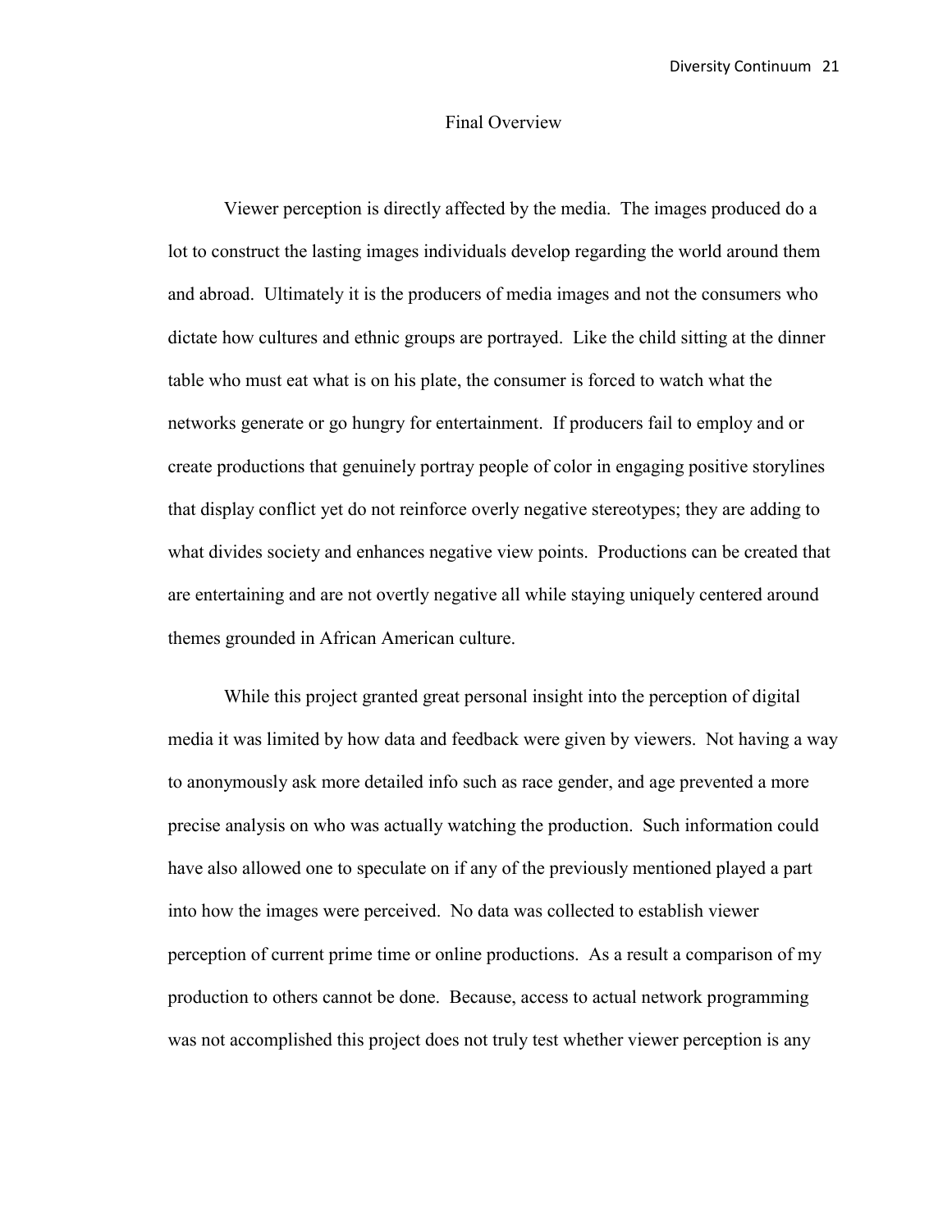# Final Overview

Viewer perception is directly affected by the media. The images produced do a lot to construct the lasting images individuals develop regarding the world around them and abroad. Ultimately it is the producers of media images and not the consumers who dictate how cultures and ethnic groups are portrayed. Like the child sitting at the dinner table who must eat what is on his plate, the consumer is forced to watch what the networks generate or go hungry for entertainment. If producers fail to employ and or create productions that genuinely portray people of color in engaging positive storylines that display conflict yet do not reinforce overly negative stereotypes; they are adding to what divides society and enhances negative view points. Productions can be created that are entertaining and are not overtly negative all while staying uniquely centered around themes grounded in African American culture.

While this project granted great personal insight into the perception of digital media it was limited by how data and feedback were given by viewers. Not having a way to anonymously ask more detailed info such as race gender, and age prevented a more precise analysis on who was actually watching the production. Such information could have also allowed one to speculate on if any of the previously mentioned played a part into how the images were perceived. No data was collected to establish viewer perception of current prime time or online productions. As a result a comparison of my production to others cannot be done. Because, access to actual network programming was not accomplished this project does not truly test whether viewer perception is any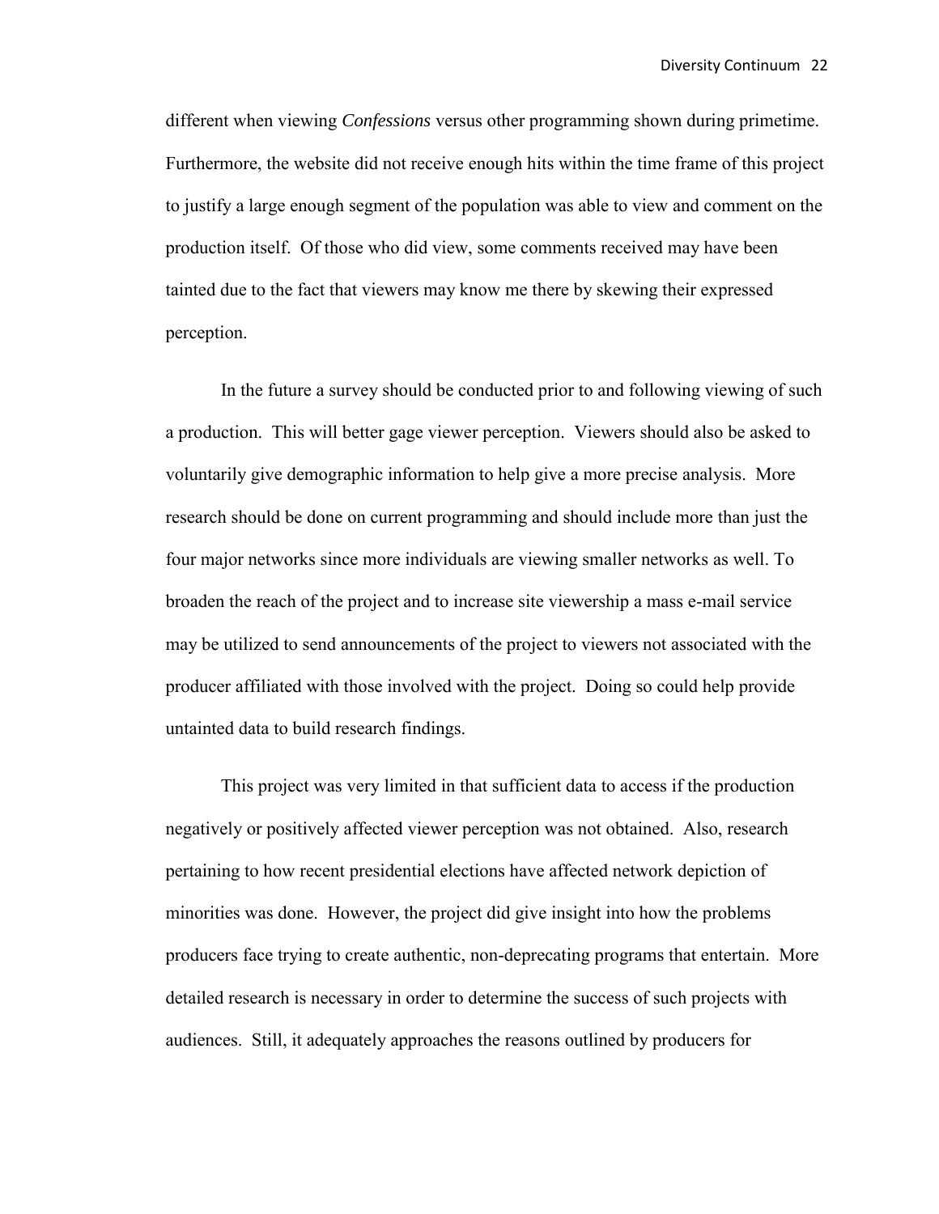different when viewing *Confessions* versus other programming shown during primetime. Furthermore, the website did not receive enough hits within the time frame of this project to justify a large enough segment of the population was able to view and comment on the production itself. Of those who did view, some comments received may have been tainted due to the fact that viewers may know me there by skewing their expressed perception.

In the future a survey should be conducted prior to and following viewing of such a production. This will better gage viewer perception. Viewers should also be asked to voluntarily give demographic information to help give a more precise analysis. More research should be done on current programming and should include more than just the four major networks since more individuals are viewing smaller networks as well. To broaden the reach of the project and to increase site viewership a mass e-mail service may be utilized to send announcements of the project to viewers not associated with the producer affiliated with those involved with the project. Doing so could help provide untainted data to build research findings.

This project was very limited in that sufficient data to access if the production negatively or positively affected viewer perception was not obtained. Also, research pertaining to how recent presidential elections have affected network depiction of minorities was done. However, the project did give insight into how the problems producers face trying to create authentic, non-deprecating programs that entertain. More detailed research is necessary in order to determine the success of such projects with audiences. Still, it adequately approaches the reasons outlined by producers for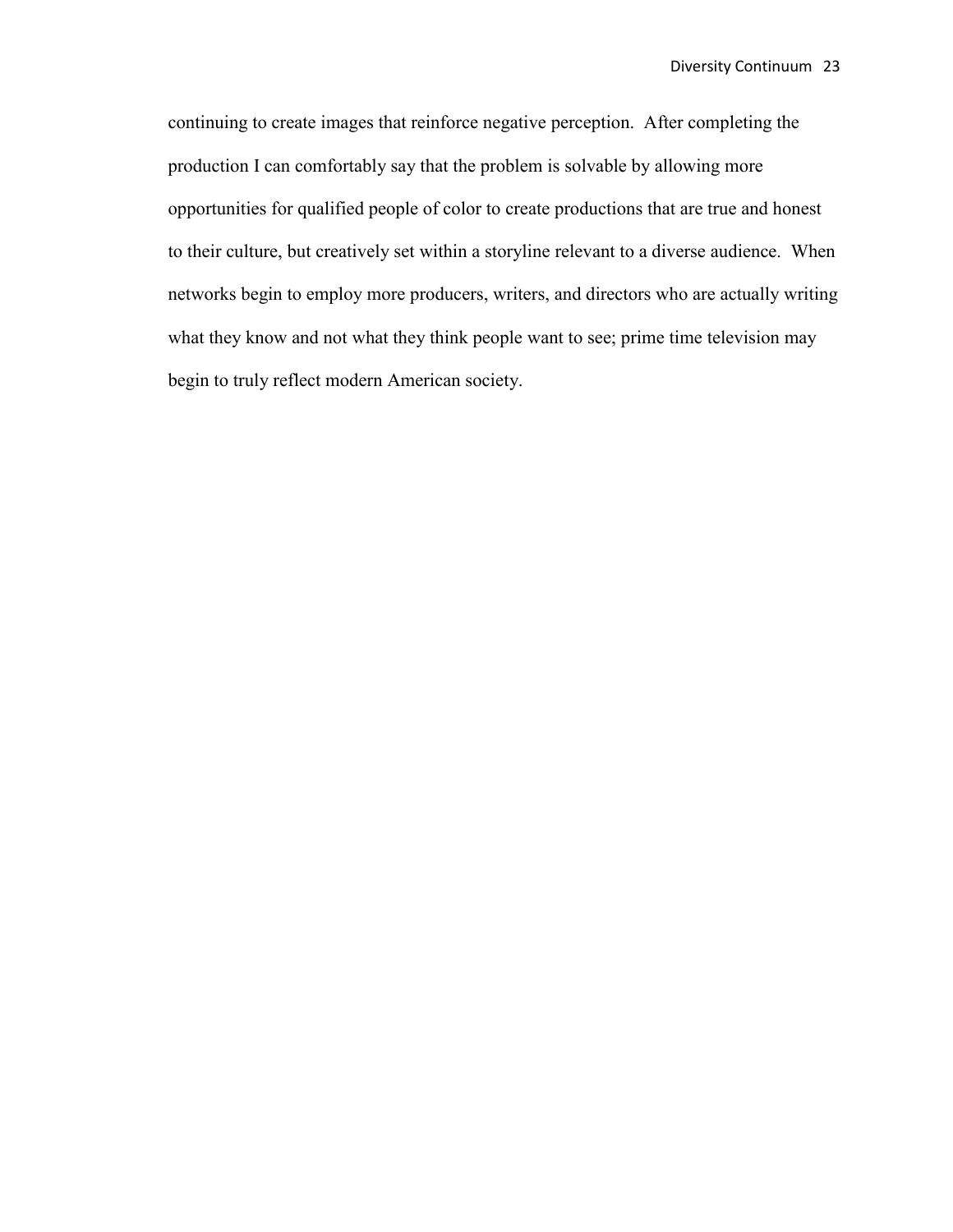continuing to create images that reinforce negative perception. After completing the production I can comfortably say that the problem is solvable by allowing more opportunities for qualified people of color to create productions that are true and honest to their culture, but creatively set within a storyline relevant to a diverse audience. When networks begin to employ more producers, writers, and directors who are actually writing what they know and not what they think people want to see; prime time television may begin to truly reflect modern American society.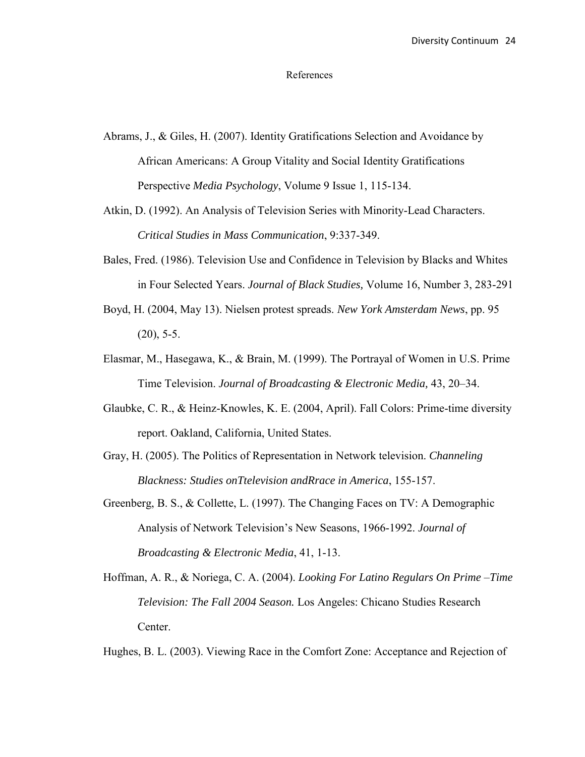# References

Abrams, J., & Giles, H. (2007). Identity Gratifications Selection and Avoidance by African Americans: A Group Vitality and Social Identity Gratifications Perspective *Media Psychology*, Volume 9 Issue 1, 115-134.

Atkin, D. (1992). An Analysis of Television Series with Minority-Lead Characters. *Critical Studies in Mass Communication*, 9:337-349.

Bales, Fred. (1986). Television Use and Confidence in Television by Blacks and Whites in Four Selected Years. *Journal of Black Studies,* Volume 16, Number 3, 283-291

Boyd, H. (2004, May 13). Nielsen protest spreads. *New York Amsterdam News*, pp. 95 (20), 5-5.

Elasmar, M., Hasegawa, K., & Brain, M. (1999). The Portrayal of Women in U.S. Prime Time Television. *Journal of Broadcasting & Electronic Media,* 43, 20–34.

Glaubke, C. R., & Heinz-Knowles, K. E. (2004, April). Fall Colors: Prime-time diversity report. Oakland, California, United States.

Gray, H. (2005). The Politics of Representation in Network television. *Channeling Blackness: Studies onTtelevision andRrace in America*, 155-157.

Greenberg, B. S., & Collette, L. (1997). The Changing Faces on TV: A Demographic Analysis of Network Television's New Seasons, 1966-1992. *Journal of Broadcasting & Electronic Media*, 41, 1-13.

Hoffman, A. R., & Noriega, C. A. (2004). *Looking For Latino Regulars On Prime –Time Television: The Fall 2004 Season.* Los Angeles: Chicano Studies Research Center.

Hughes, B. L. (2003). Viewing Race in the Comfort Zone: Acceptance and Rejection of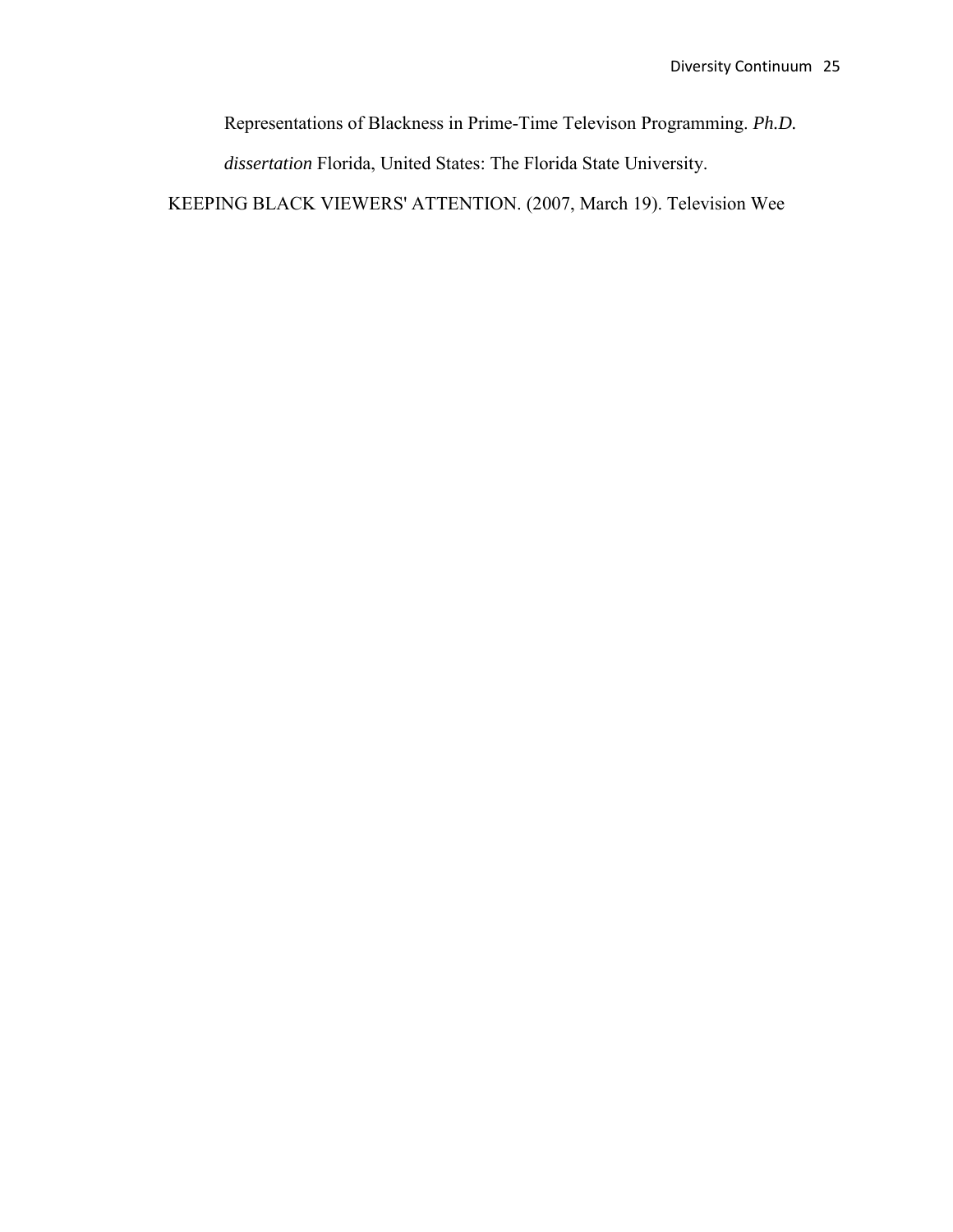Representations of Blackness in Prime-Time Televison Programming. *Ph.D. dissertation* Florida, United States: The Florida State University.

KEEPING BLACK VIEWERS' ATTENTION. (2007, March 19). Television Wee